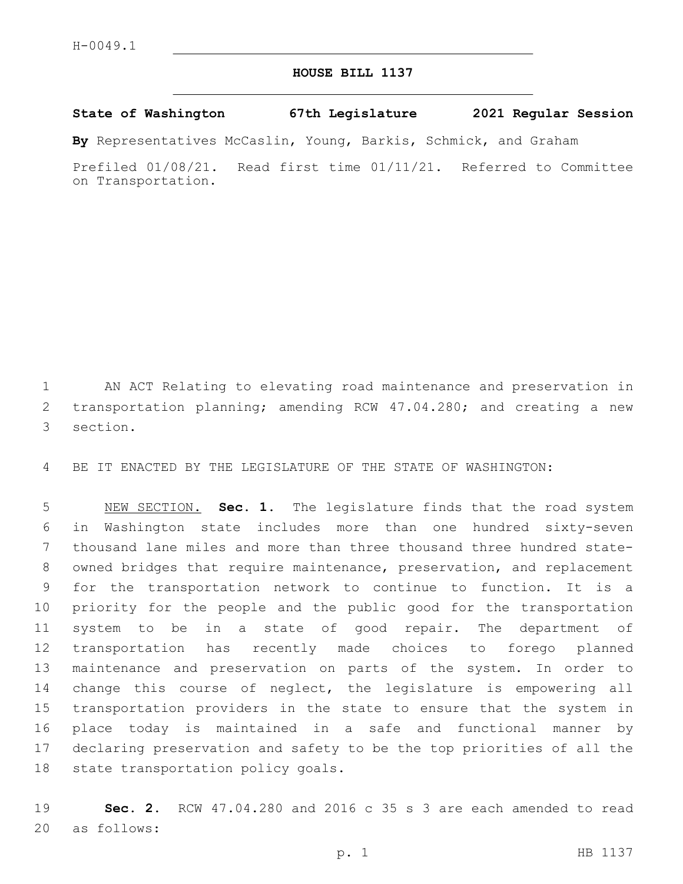H-0049.1

# HOUSE BILL 1137

**State of Washington 67th Legislature 2021 Regular Session**

**By** Representatives McCaslin, Young, Barkis, Schmick, and Graham

Prefiled 01/08/21. Read first time 01/11/21. Referred to Committee on Transportation.

AN ACT Relating to elevating road maintenance and preservation in transportation planning; amending RCW 47.04.280; and creating a new section.

BE IT ENACTED BY THE LEGISLATURE OF THE STATE OF WASHINGTON:

NEW SECTION. **Sec. 1.** The legislature finds that the road system in Washington state includes more than one hundred sixty-seven thousand lane miles and more than three thousand three hundred state-owned bridges that require maintenance, preservation, and replacement for the transportation network to continue to function. It is a priority for the people and the public good for the transportation system to be in a state of good repair. The department of transportation has recently made choices to forego planned maintenance and preservation on parts of the system. In order to change this course of neglect, the legislature is empowering all transportation providers in the state to ensure that the system in place today is maintained in a safe and functional manner by declaring preservation and safety to be the top priorities of all the state transportation policy goals.

**Sec. 2.** RCW 47.04.280 and 2016 c 35 s 3 are each amended to read as follows: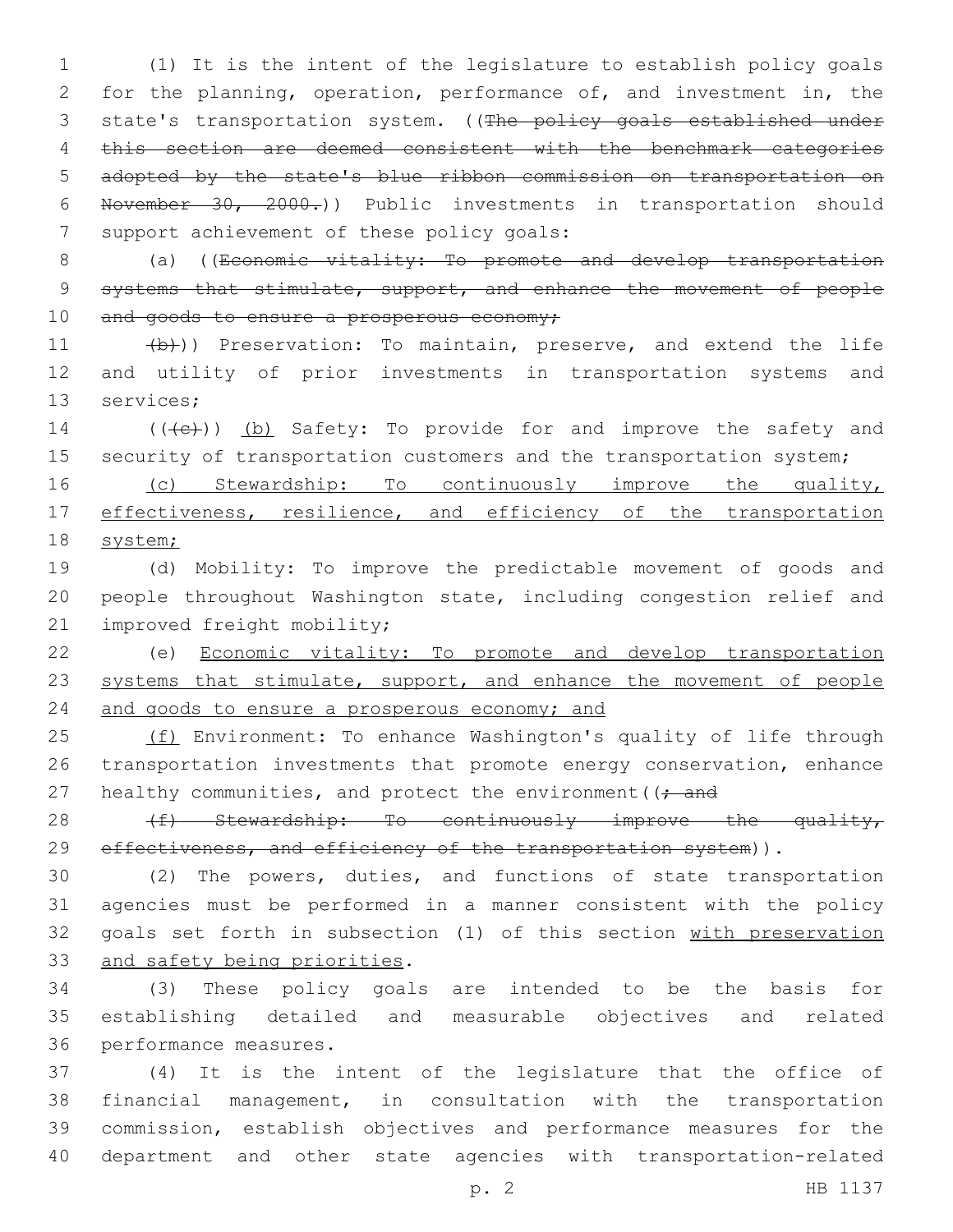(1) It is the intent of the legislature to establish policy goals for the planning, operation, performance of, and investment in, the state's transportation system. ((~~The policy goals established under this section are deemed consistent with the benchmark categories adopted by the state's blue ribbon commission on transportation on November 30, 2000.~~)) Public investments in transportation should support achievement of these policy goals:

(a) ((~~Economic vitality: To promote and develop transportation systems that stimulate, support, and enhance the movement of people and goods to ensure a prosperous economy;~~

~~(b)~~)) Preservation: To maintain, preserve, and extend the life and utility of prior investments in transportation systems and services;

((~~(c)~~)) <u>(b)</u> Safety: To provide for and improve the safety and security of transportation customers and the transportation system;

<u>(c) Stewardship: To continuously improve the quality, effectiveness, resilience, and efficiency of the transportation system;</u>

(d) Mobility: To improve the predictable movement of goods and people throughout Washington state, including congestion relief and improved freight mobility;

(e) <u>Economic vitality: To promote and develop transportation systems that stimulate, support, and enhance the movement of people and goods to ensure a prosperous economy; and</u>

<u>(f)</u> Environment: To enhance Washington's quality of life through transportation investments that promote energy conservation, enhance healthy communities, and protect the environment((~~; and~~

~~(f) Stewardship: To continuously improve the quality, effectiveness, and efficiency of the transportation system~~)).

(2) The powers, duties, and functions of state transportation agencies must be performed in a manner consistent with the policy goals set forth in subsection (1) of this section <u>with preservation and safety being priorities</u>.

(3) These policy goals are intended to be the basis for establishing detailed and measurable objectives and related performance measures.

(4) It is the intent of the legislature that the office of financial management, in consultation with the transportation commission, establish objectives and performance measures for the department and other state agencies with transportation-related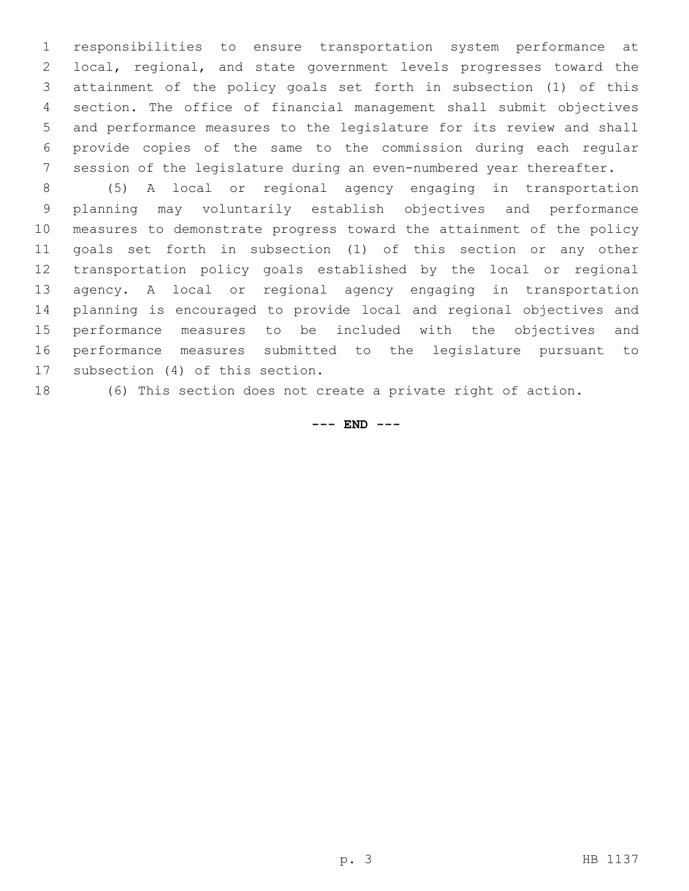responsibilities to ensure transportation system performance at local, regional, and state government levels progresses toward the attainment of the policy goals set forth in subsection (1) of this section. The office of financial management shall submit objectives and performance measures to the legislature for its review and shall provide copies of the same to the commission during each regular session of the legislature during an even-numbered year thereafter.

(5) A local or regional agency engaging in transportation planning may voluntarily establish objectives and performance measures to demonstrate progress toward the attainment of the policy goals set forth in subsection (1) of this section or any other transportation policy goals established by the local or regional agency. A local or regional agency engaging in transportation planning is encouraged to provide local and regional objectives and performance measures to be included with the objectives and performance measures submitted to the legislature pursuant to subsection (4) of this section.

(6) This section does not create a private right of action.

**--- END ---**